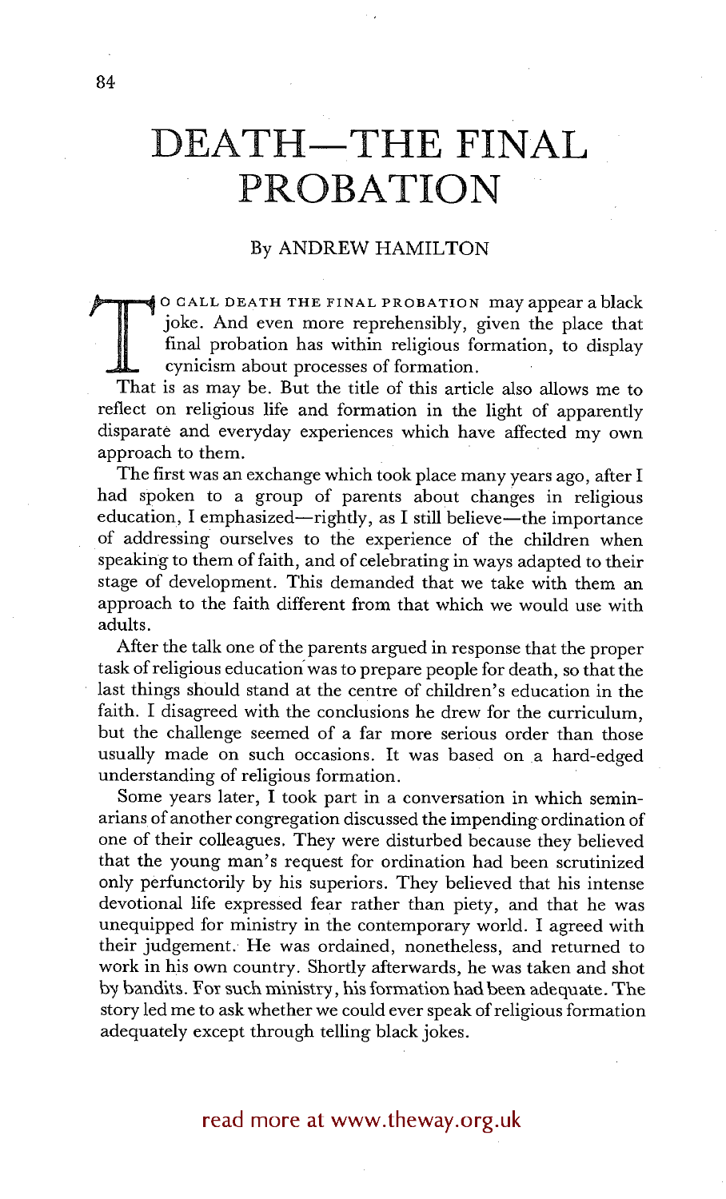# DEATH—THE FINAL PROBATION

By ANDREW HAMILTON

TO CALL DEATH THE FINAL PROBATION may appear a black joke. And even more reprehensibly, given the place that final probation has within religious formation, to display cynicism about processes of formation.

That is as may be. But the title of this article also allows me to reflect on religious life and formation in the light of apparently disparate and everyday experiences which have affected my own approach to them.

The first was an exchange which took place many years ago, after I had spoken to a group of parents about changes in religious education, I emphasized—rightly, as I still believe—the importance of addressing ourselves to the experience of the children when speaking to them of faith, and of celebrating in ways adapted to their stage of development. This demanded that we take with them an approach to the faith different from that which we would use with adults.

After the talk one of the parents argued in response that the proper task of religious education was to prepare people for death, so that the last things should stand at the centre of children's education in the faith. I disagreed with the conclusions he drew for the curriculum, but the challenge seemed of a far more serious order than those usually made on such occasions. It was based on a hard-edged understanding of religious formation.

Some years later, I took part in a conversation in which seminarians of another congregation discussed the impending ordination of one of their colleagues. They were disturbed because they believed that the young man's request for ordination had been scrutinized only perfunctorily by his superiors. They believed that his intense devotional life expressed fear rather than piety, and that he was unequipped for ministry in the contemporary world. I agreed with their judgement. He was ordained, nonetheless, and returned to work in his own country. Shortly afterwards, he was taken and shot by bandits. For such ministry, his formation had been adequate. The story led me to ask whether we could ever speak of religious formation adequately except through telling black jokes.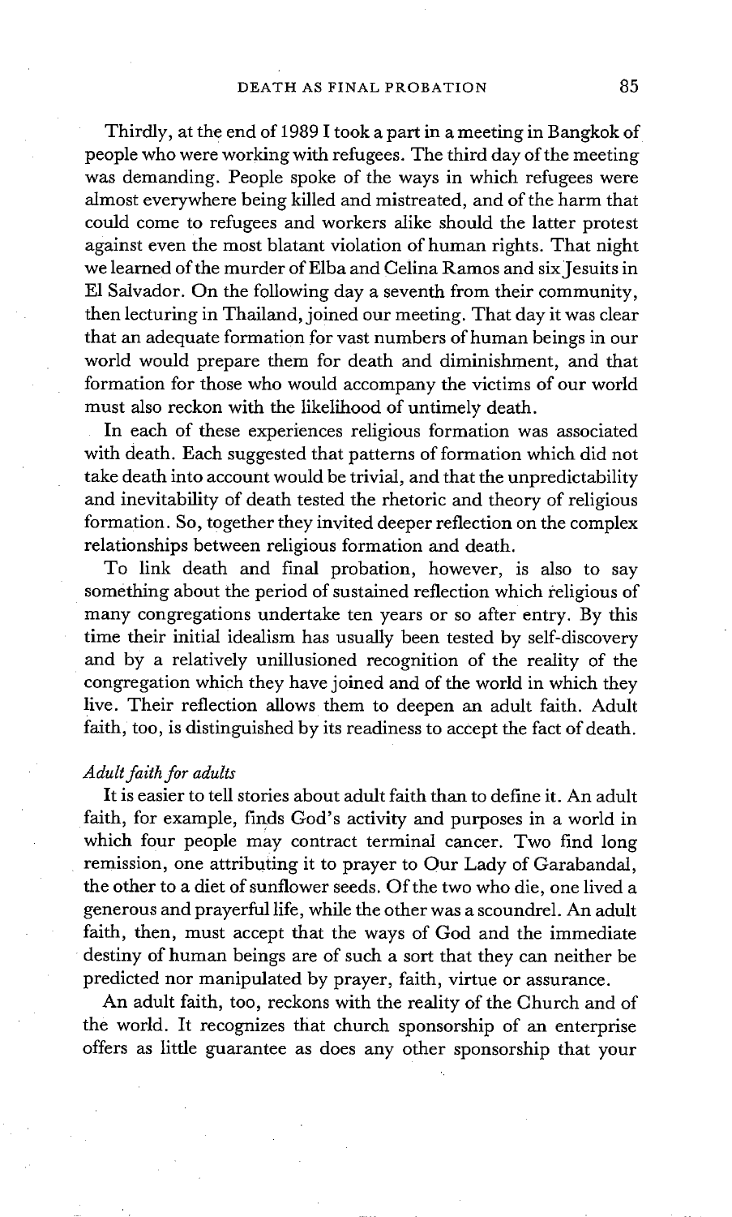Thirdly, at the end of 1989 I took a part in a meeting in Bangkok of people who were working with refugees. The third day of the meeting was demanding. People spoke of the ways in which refugees were almost everywhere being killed and mistreated, and of the harm that could come to refugees and workers alike should the latter protest against even the most blatant violation of human rights. That night we learned of the murder of Elba and Celina Ramos and six Jesuits in El Salvador. On the following day a seventh from their community, then lecturing in Thailand, joined our meeting. That day it was clear that an adequate formation for vast numbers of human beings in our world would prepare them for death and diminishment, and that formation for those who would accompany the victims of our world must also reckon with the likelihood of untimely death.

In each of these experiences religious formation was associated with death. Each suggested that patterns of formation which did not take death into account would be trivial, and that the unpredictability and inevitability of death tested the rhetoric and theory of religious formation. So, together they invited deeper reflection on the complex relationships between religious formation and death.

To link death and final probation, however, is also to say something about the period of sustained reflection which religious of many congregations undertake ten years or so after entry. By this time their initial idealism has usually been tested by self-discovery and by a relatively unillusioned recognition of the reality of the congregation which they have joined and of the world in which they live. Their reflection allows them to deepen an adult faith. Adult faith, too, is distinguished by its readiness to accept the fact of death.

### *Adult faith for adults*

It is easier to tell stories about adult faith than to define it. An adult faith, for example, finds God's activity and purposes in a world in which four people may contract terminal cancer. Two find long remission, one attributing it to prayer to Our Lady of Garabandal, the other to a diet of sunflower seeds. Of the two who die, one lived a generous and prayerful life, while the other was a scoundrel. An adult faith, then, must accept that the ways of God and the immediate destiny of human beings are of such a sort that they can neither be predicted nor manipulated by prayer, faith, virtue or assurance.

An adult faith, too, reckons with the reality of the Church and of the world. It recognizes that church sponsorship of an enterprise offers as little guarantee as does any other sponsorship that your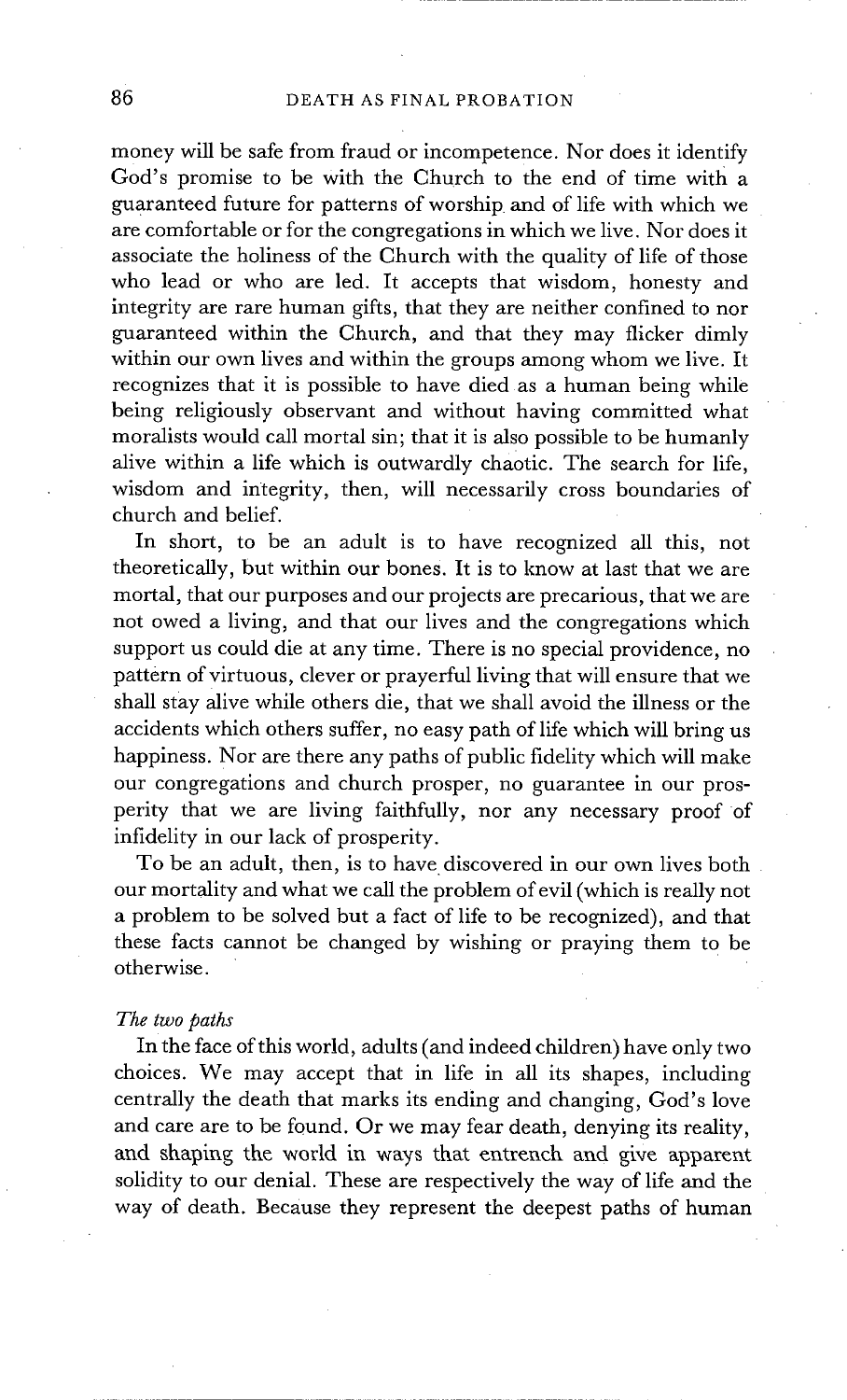money will be safe from fraud or incompetence. Nor does it identify God's promise to be with the Church to the end of time with a guaranteed future for patterns of worship and of life with which we are comfortable or for the congregations in which we live. Nor does it associate the holiness of the Church with the quality of life of those who lead or who are led. It accepts that wisdom, honesty and integrity are rare human gifts, that they are neither confined to nor guaranteed within the Church, and that they may flicker dimly within our own lives and within the groups among whom we live. It recognizes that it is possible to have died as a human being while being religiously observant and without having committed what moralists would call mortal sin; that it is also possible to be humanly alive within a life which is outwardly chaotic. The search for life, wisdom and integrity, then, will necessarily cross boundaries of church and belief.

In short, to be an adult is to have recognized all this, not theoretically, but within our bones. It is to know at last that we are mortal, that our purposes and our projects are precarious, that we are not owed a living, and that our lives and the congregations which support us could die at any time. There is no special providence, no pattern of virtuous, clever or prayerful living that will ensure that we shall stay alive while others die, that we shall avoid the illness or the accidents which others suffer, no easy path of life which will bring us happiness. Nor are there any paths of public fidelity which will make our congregations and church prosper, no guarantee in our prosperity that we are living faithfully, nor any necessary proof of infidelity in our lack of prosperity.

To be an adult, then, is to have discovered in our own lives both our mortality and what we call the problem of evil (which is really not a problem to be solved but a fact of life to be recognized), and that these facts cannot be changed by wishing or praying them to be otherwise.

### *The two paths*

In the face of this world, adults (and indeed children) have only two choices. We may accept that in life in all its shapes, including centrally the death that marks its ending and changing, God's love and care are to be found. Or we may fear death, denying its reality, and shaping the world in ways that entrench and give apparent solidity to our denial. These are respectively the way of life and the way of death. Because they represent the deepest paths of human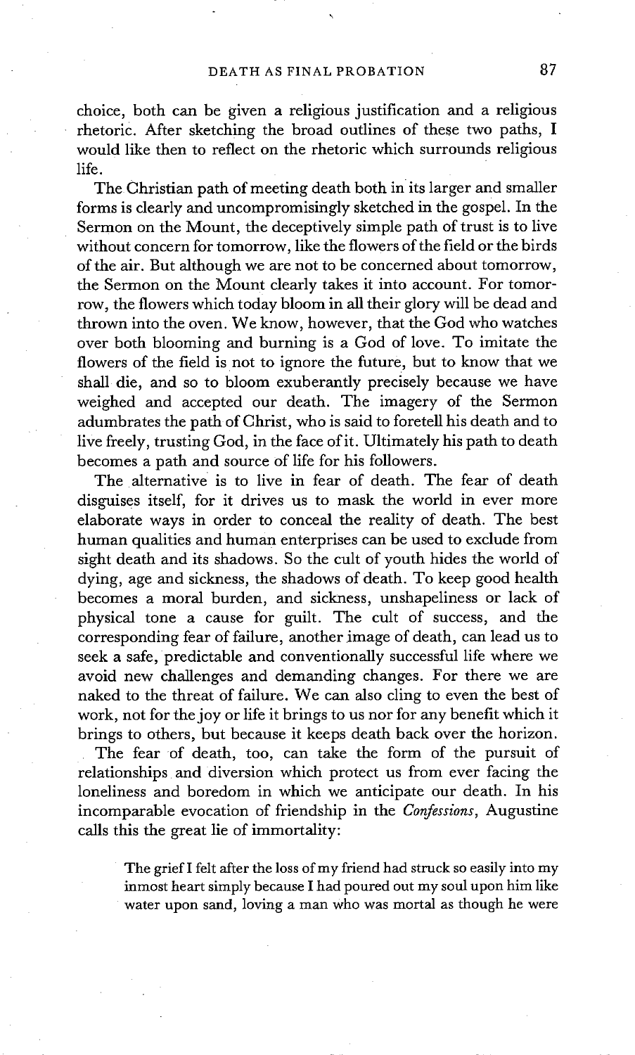choice, both can be given a religious justification and a religious rhetoric. After sketching the broad outlines of these two paths, I would like then to reflect on the rhetoric which surrounds religious life.

The Christian path of meeting death both in its larger and smaller forms is clearly and uncompromisingly sketched in the gospel. In the Sermon on the Mount, the deceptively simple path of trust is to live without concern for tomorrow, like the flowers of the field or the birds of the air. But although we are not to be concerned about tomorrow, the Sermon on the Mount clearly takes it into account. For tomorrow, the flowers which today bloom in all their glory will be dead and thrown into the oven. We know, however, that the God who watches over both blooming and burning is a God of love. To imitate the flowers of the field is not to ignore the future, but to know that we shall die, and so to bloom exuberantly precisely because we have weighed and accepted our death. The imagery of the Sermon adumbrates the path of Christ, who is said to foretell his death and to live freely, trusting God, in the face of it. Ultimately his path to death becomes a path and source of life for his followers.

The alternative is to live in fear of death. The fear of death disguises itself, for it drives us to mask the world in ever more elaborate ways in order to conceal the reality of death. The best human qualities and human enterprises can be used to exclude from sight death and its shadows. So the cult of youth hides the world of dying, age and sickness, the shadows of death. To keep good health becomes a moral burden, and sickness, unshapeliness or lack of physical tone a cause for guilt. The cult of success, and the corresponding fear of failure, another image of death, can lead us to seek a safe, predictable and conventionally successful life where we avoid new challenges and demanding changes. For there we are naked to the threat of failure. We can also cling to even the best of work, not for the joy or life it brings to us nor for any benefit which it brings to others, but because it keeps death back over the horizon.

The fear of death, too, can take the form of the pursuit of relationships and diversion which protect us from ever facing the loneliness and boredom in which we anticipate our death. In his incomparable evocation of friendship in the *Confessions*, Augustine calls this the great lie of immortality:

> The grief I felt after the loss of my friend had struck so easily into my inmost heart simply because I had poured out my soul upon him like water upon sand, loving a man who was mortal as though he were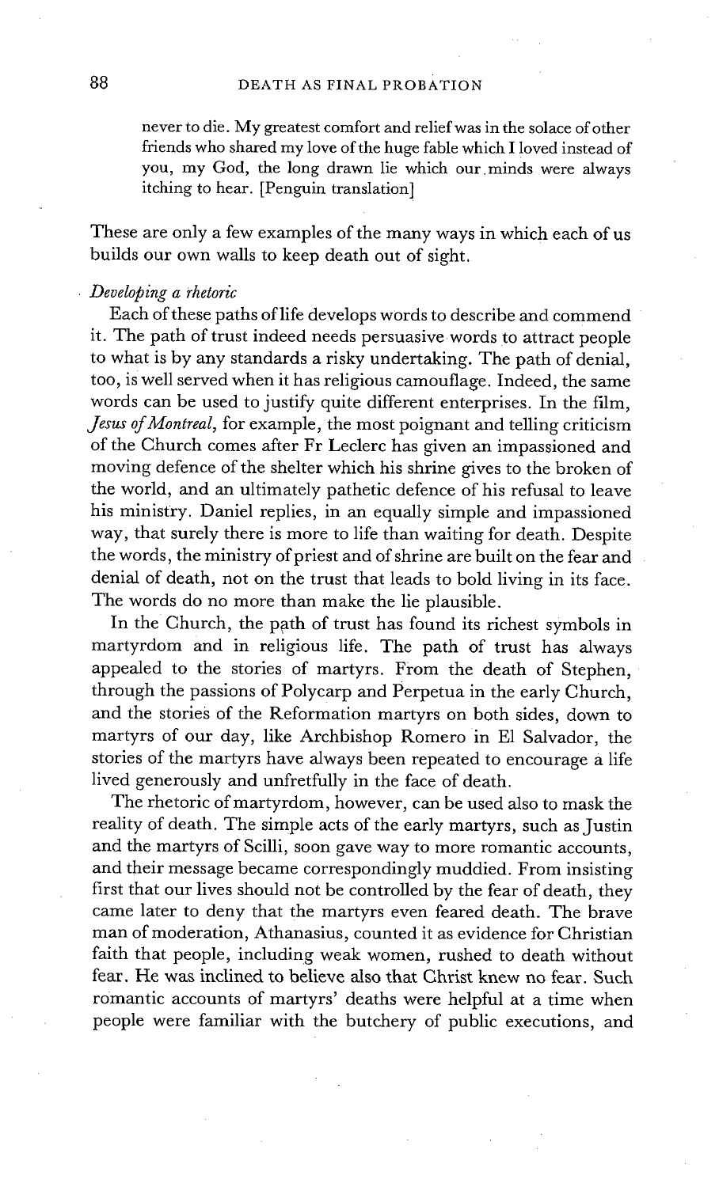> never to die. My greatest comfort and relief was in the solace of other friends who shared my love of the huge fable which I loved instead of you, my God, the long drawn lie which our minds were always itching to hear. [Penguin translation]

These are only a few examples of the many ways in which each of us builds our own walls to keep death out of sight.

*Developing a rhetoric*

Each of these paths of life develops words to describe and commend it. The path of trust indeed needs persuasive words to attract people to what is by any standards a risky undertaking. The path of denial, too, is well served when it has religious camouflage. Indeed, the same words can be used to justify quite different enterprises. In the film, *Jesus of Montreal*, for example, the most poignant and telling criticism of the Church comes after Fr Leclerc has given an impassioned and moving defence of the shelter which his shrine gives to the broken of the world, and an ultimately pathetic defence of his refusal to leave his ministry. Daniel replies, in an equally simple and impassioned way, that surely there is more to life than waiting for death. Despite the words, the ministry of priest and of shrine are built on the fear and denial of death, not on the trust that leads to bold living in its face. The words do no more than make the lie plausible.

In the Church, the path of trust has found its richest symbols in martyrdom and in religious life. The path of trust has always appealed to the stories of martyrs. From the death of Stephen, through the passions of Polycarp and Perpetua in the early Church, and the stories of the Reformation martyrs on both sides, down to martyrs of our day, like Archbishop Romero in El Salvador, the stories of the martyrs have always been repeated to encourage a life lived generously and unfretfully in the face of death.

The rhetoric of martyrdom, however, can be used also to mask the reality of death. The simple acts of the early martyrs, such as Justin and the martyrs of Scilli, soon gave way to more romantic accounts, and their message became correspondingly muddied. From insisting first that our lives should not be controlled by the fear of death, they came later to deny that the martyrs even feared death. The brave man of moderation, Athanasius, counted it as evidence for Christian faith that people, including weak women, rushed to death without fear. He was inclined to believe also that Christ knew no fear. Such romantic accounts of martyrs' deaths were helpful at a time when people were familiar with the butchery of public executions, and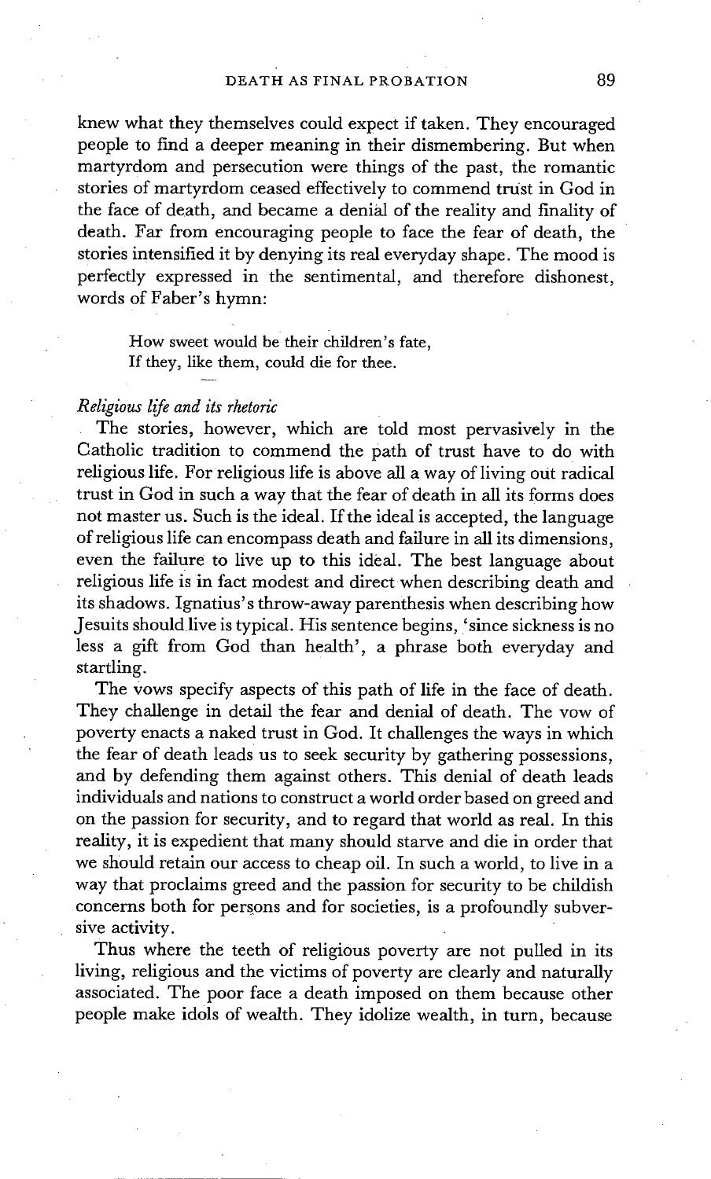knew what they themselves could expect if taken. They encouraged people to find a deeper meaning in their dismembering. But when martyrdom and persecution were things of the past, the romantic stories of martyrdom ceased effectively to commend trust in God in the face of death, and became a denial of the reality and finality of death. Far from encouraging people to face the fear of death, the stories intensified it by denying its real everyday shape. The mood is perfectly expressed in the sentimental, and therefore dishonest, words of Faber's hymn:

> How sweet would be their children's fate,
> If they, like them, could die for thee.

### *Religious life and its rhetoric*

The stories, however, which are told most pervasively in the Catholic tradition to commend the path of trust have to do with religious life. For religious life is above all a way of living out radical trust in God in such a way that the fear of death in all its forms does not master us. Such is the ideal. If the ideal is accepted, the language of religious life can encompass death and failure in all its dimensions, even the failure to live up to this ideal. The best language about religious life is in fact modest and direct when describing death and its shadows. Ignatius's throw-away parenthesis when describing how Jesuits should live is typical. His sentence begins, 'since sickness is no less a gift from God than health', a phrase both everyday and startling.

The vows specify aspects of this path of life in the face of death. They challenge in detail the fear and denial of death. The vow of poverty enacts a naked trust in God. It challenges the ways in which the fear of death leads us to seek security by gathering possessions, and by defending them against others. This denial of death leads individuals and nations to construct a world order based on greed and on the passion for security, and to regard that world as real. In this reality, it is expedient that many should starve and die in order that we should retain our access to cheap oil. In such a world, to live in a way that proclaims greed and the passion for security to be childish concerns both for persons and for societies, is a profoundly subversive activity.

Thus where the teeth of religious poverty are not pulled in its living, religious and the victims of poverty are clearly and naturally associated. The poor face a death imposed on them because other people make idols of wealth. They idolize wealth, in turn, because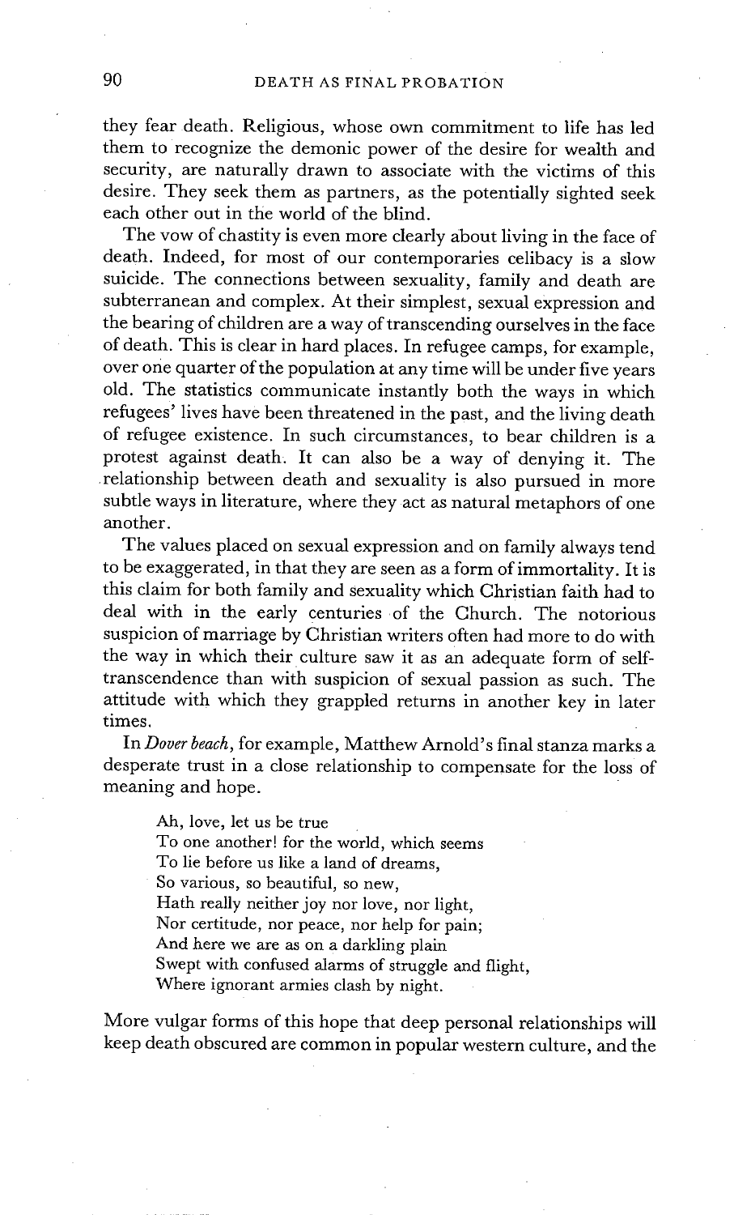they fear death. Religious, whose own commitment to life has led them to recognize the demonic power of the desire for wealth and security, are naturally drawn to associate with the victims of this desire. They seek them as partners, as the potentially sighted seek each other out in the world of the blind.

The vow of chastity is even more clearly about living in the face of death. Indeed, for most of our contemporaries celibacy is a slow suicide. The connections between sexuality, family and death are subterranean and complex. At their simplest, sexual expression and the bearing of children are a way of transcending ourselves in the face of death. This is clear in hard places. In refugee camps, for example, over one quarter of the population at any time will be under five years old. The statistics communicate instantly both the ways in which refugees' lives have been threatened in the past, and the living death of refugee existence. In such circumstances, to bear children is a protest against death. It can also be a way of denying it. The relationship between death and sexuality is also pursued in more subtle ways in literature, where they act as natural metaphors of one another.

The values placed on sexual expression and on family always tend to be exaggerated, in that they are seen as a form of immortality. It is this claim for both family and sexuality which Christian faith had to deal with in the early centuries of the Church. The notorious suspicion of marriage by Christian writers often had more to do with the way in which their culture saw it as an adequate form of self-transcendence than with suspicion of sexual passion as such. The attitude with which they grappled returns in another key in later times.

In *Dover beach*, for example, Matthew Arnold's final stanza marks a desperate trust in a close relationship to compensate for the loss of meaning and hope.

> Ah, love, let us be true
> To one another! for the world, which seems
> To lie before us like a land of dreams,
> So various, so beautiful, so new,
> Hath really neither joy nor love, nor light,
> Nor certitude, nor peace, nor help for pain;
> And here we are as on a darkling plain
> Swept with confused alarms of struggle and flight,
> Where ignorant armies clash by night.

More vulgar forms of this hope that deep personal relationships will keep death obscured are common in popular western culture, and the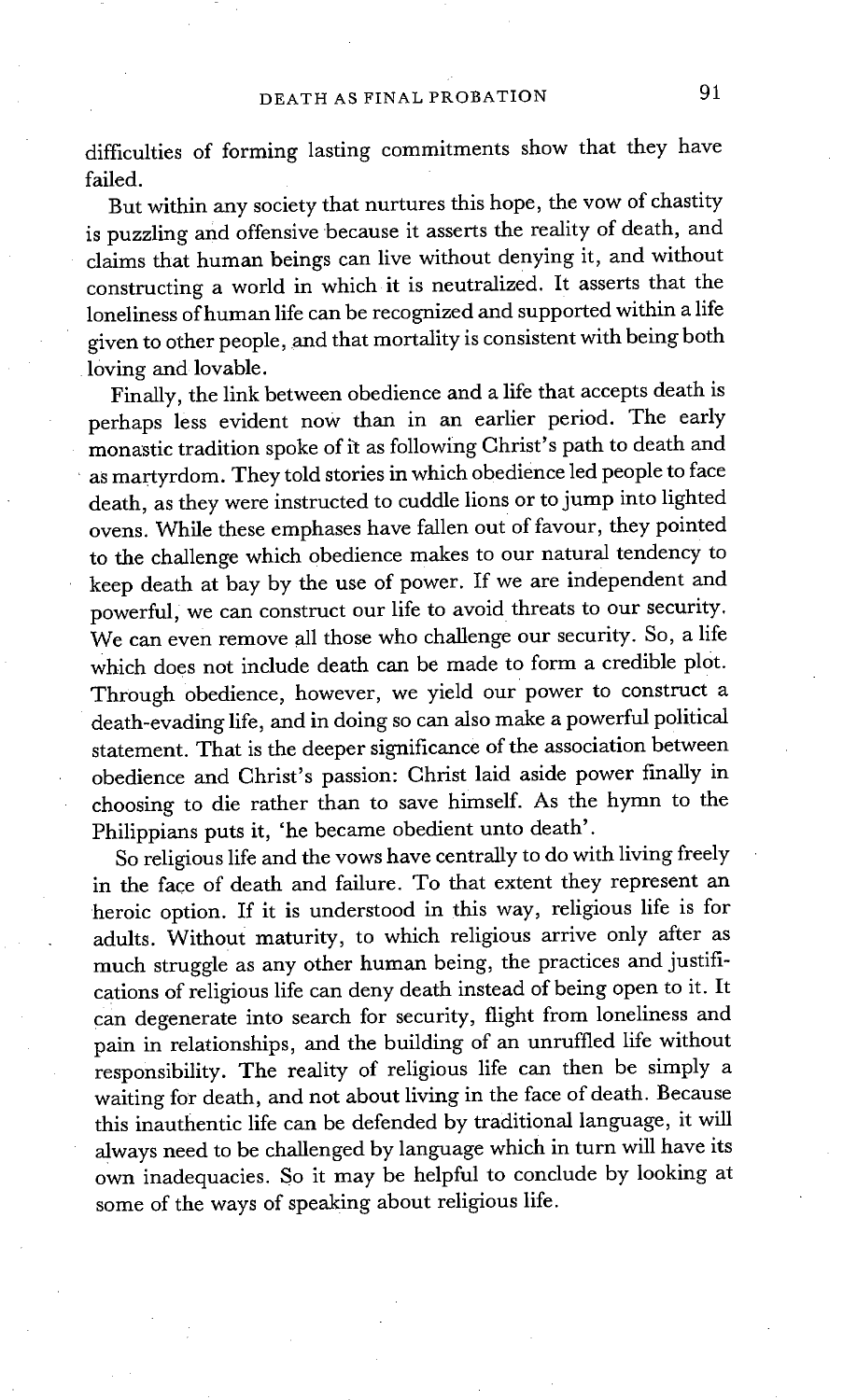difficulties of forming lasting commitments show that they have failed.

But within any society that nurtures this hope, the vow of chastity is puzzling and offensive because it asserts the reality of death, and claims that human beings can live without denying it, and without constructing a world in which it is neutralized. It asserts that the loneliness of human life can be recognized and supported within a life given to other people, and that mortality is consistent with being both loving and lovable.

Finally, the link between obedience and a life that accepts death is perhaps less evident now than in an earlier period. The early monastic tradition spoke of it as following Christ's path to death and as martyrdom. They told stories in which obedience led people to face death, as they were instructed to cuddle lions or to jump into lighted ovens. While these emphases have fallen out of favour, they pointed to the challenge which obedience makes to our natural tendency to keep death at bay by the use of power. If we are independent and powerful, we can construct our life to avoid threats to our security. We can even remove all those who challenge our security. So, a life which does not include death can be made to form a credible plot. Through obedience, however, we yield our power to construct a death-evading life, and in doing so can also make a powerful political statement. That is the deeper significance of the association between obedience and Christ's passion: Christ laid aside power finally in choosing to die rather than to save himself. As the hymn to the Philippians puts it, 'he became obedient unto death'.

So religious life and the vows have centrally to do with living freely in the face of death and failure. To that extent they represent an heroic option. If it is understood in this way, religious life is for adults. Without maturity, to which religious arrive only after as much struggle as any other human being, the practices and justifications of religious life can deny death instead of being open to it. It can degenerate into search for security, flight from loneliness and pain in relationships, and the building of an unruffled life without responsibility. The reality of religious life can then be simply a waiting for death, and not about living in the face of death. Because this inauthentic life can be defended by traditional language, it will always need to be challenged by language which in turn will have its own inadequacies. So it may be helpful to conclude by looking at some of the ways of speaking about religious life.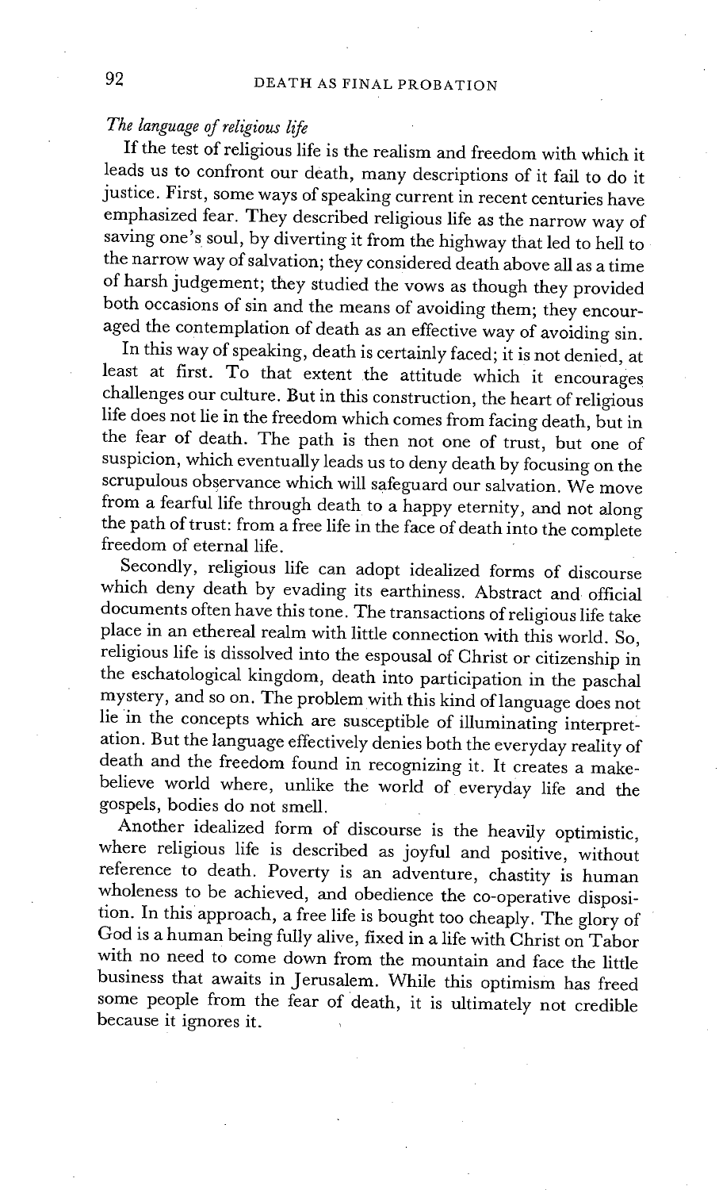*The language of religious life*

If the test of religious life is the realism and freedom with which it leads us to confront our death, many descriptions of it fail to do it justice. First, some ways of speaking current in recent centuries have emphasized fear. They described religious life as the narrow way of saving one's soul, by diverting it from the highway that led to hell to the narrow way of salvation; they considered death above all as a time of harsh judgement; they studied the vows as though they provided both occasions of sin and the means of avoiding them; they encouraged the contemplation of death as an effective way of avoiding sin.

In this way of speaking, death is certainly faced; it is not denied, at least at first. To that extent the attitude which it encourages challenges our culture. But in this construction, the heart of religious life does not lie in the freedom which comes from facing death, but in the fear of death. The path is then not one of trust, but one of suspicion, which eventually leads us to deny death by focusing on the scrupulous observance which will safeguard our salvation. We move from a fearful life through death to a happy eternity, and not along the path of trust: from a free life in the face of death into the complete freedom of eternal life.

Secondly, religious life can adopt idealized forms of discourse which deny death by evading its earthiness. Abstract and official documents often have this tone. The transactions of religious life take place in an ethereal realm with little connection with this world. So, religious life is dissolved into the espousal of Christ or citizenship in the eschatological kingdom, death into participation in the paschal mystery, and so on. The problem with this kind of language does not lie in the concepts which are susceptible of illuminating interpretation. But the language effectively denies both the everyday reality of death and the freedom found in recognizing it. It creates a make-believe world where, unlike the world of everyday life and the gospels, bodies do not smell.

Another idealized form of discourse is the heavily optimistic, where religious life is described as joyful and positive, without reference to death. Poverty is an adventure, chastity is human wholeness to be achieved, and obedience the co-operative disposition. In this approach, a free life is bought too cheaply. The glory of God is a human being fully alive, fixed in a life with Christ on Tabor with no need to come down from the mountain and face the little business that awaits in Jerusalem. While this optimism has freed some people from the fear of death, it is ultimately not credible because it ignores it.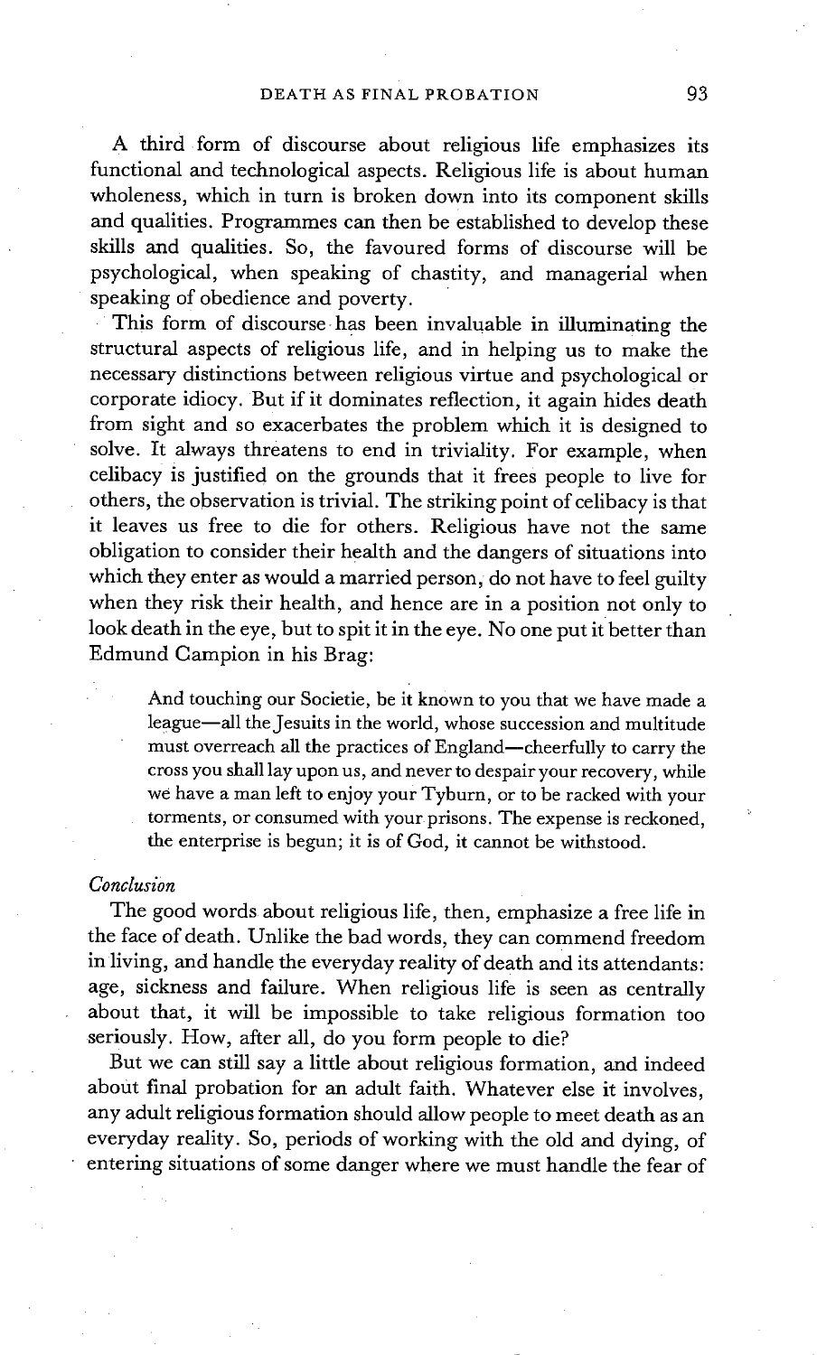A third form of discourse about religious life emphasizes its functional and technological aspects. Religious life is about human wholeness, which in turn is broken down into its component skills and qualities. Programmes can then be established to develop these skills and qualities. So, the favoured forms of discourse will be psychological, when speaking of chastity, and managerial when speaking of obedience and poverty.

This form of discourse has been invaluable in illuminating the structural aspects of religious life, and in helping us to make the necessary distinctions between religious virtue and psychological or corporate idiocy. But if it dominates reflection, it again hides death from sight and so exacerbates the problem which it is designed to solve. It always threatens to end in triviality. For example, when celibacy is justified on the grounds that it frees people to live for others, the observation is trivial. The striking point of celibacy is that it leaves us free to die for others. Religious have not the same obligation to consider their health and the dangers of situations into which they enter as would a married person, do not have to feel guilty when they risk their health, and hence are in a position not only to look death in the eye, but to spit it in the eye. No one put it better than Edmund Campion in his Brag:

> And touching our Societie, be it known to you that we have made a league—all the Jesuits in the world, whose succession and multitude must overreach all the practices of England—cheerfully to carry the cross you shall lay upon us, and never to despair your recovery, while we have a man left to enjoy your Tyburn, or to be racked with your torments, or consumed with your prisons. The expense is reckoned, the enterprise is begun; it is of God, it cannot be withstood.

### *Conclusion*

The good words about religious life, then, emphasize a free life in the face of death. Unlike the bad words, they can commend freedom in living, and handle the everyday reality of death and its attendants: age, sickness and failure. When religious life is seen as centrally about that, it will be impossible to take religious formation too seriously. How, after all, do you form people to die?

But we can still say a little about religious formation, and indeed about final probation for an adult faith. Whatever else it involves, any adult religious formation should allow people to meet death as an everyday reality. So, periods of working with the old and dying, of entering situations of some danger where we must handle the fear of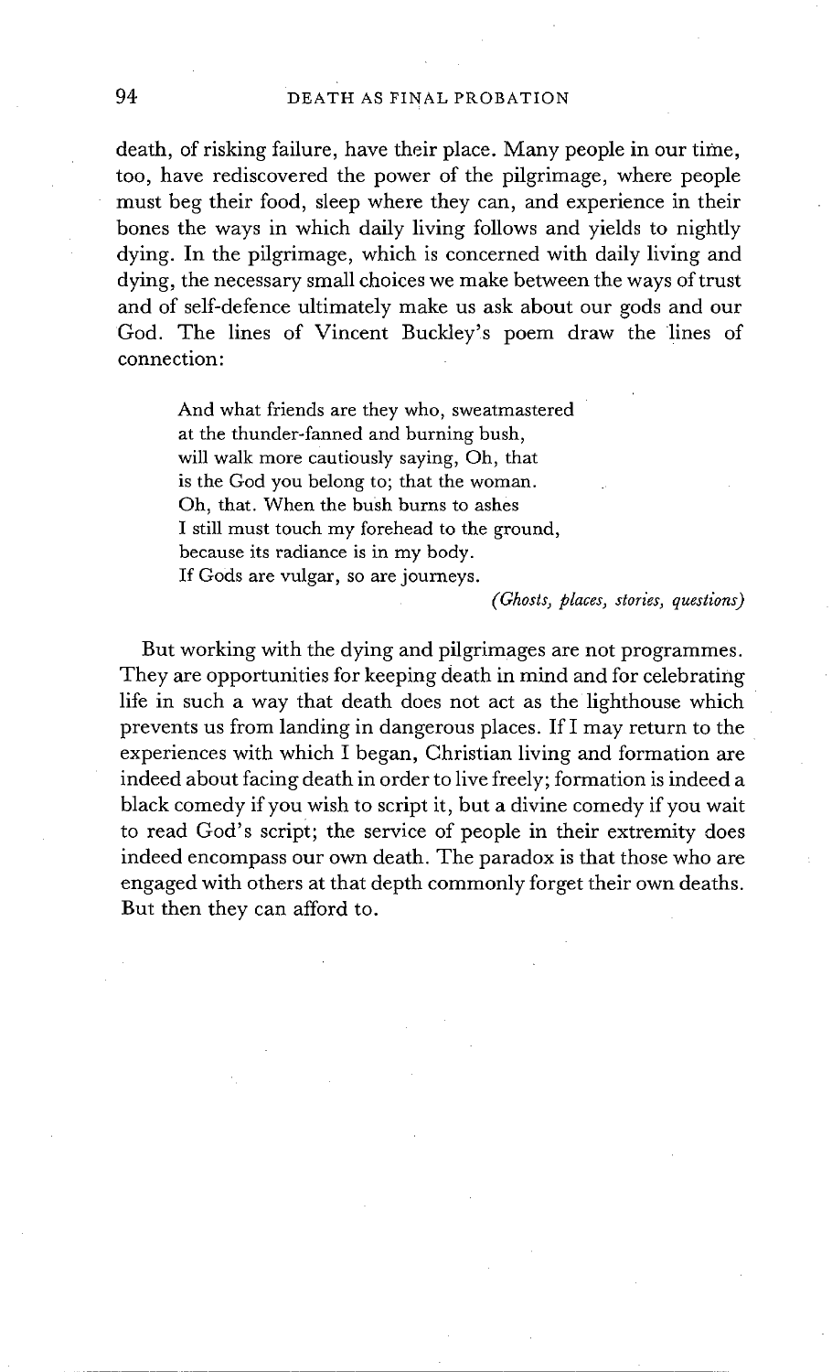death, of risking failure, have their place. Many people in our time, too, have rediscovered the power of the pilgrimage, where people must beg their food, sleep where they can, and experience in their bones the ways in which daily living follows and yields to nightly dying. In the pilgrimage, which is concerned with daily living and dying, the necessary small choices we make between the ways of trust and of self-defence ultimately make us ask about our gods and our God. The lines of Vincent Buckley's poem draw the lines of connection:

> And what friends are they who, sweatmastered
> at the thunder-fanned and burning bush,
> will walk more cautiously saying, Oh, that
> is the God you belong to; that the woman.
> Oh, that. When the bush burns to ashes
> I still must touch my forehead to the ground,
> because its radiance is in my body.
> If Gods are vulgar, so are journeys.
>
> *(Ghosts, places, stories, questions)*

But working with the dying and pilgrimages are not programmes. They are opportunities for keeping death in mind and for celebrating life in such a way that death does not act as the lighthouse which prevents us from landing in dangerous places. If I may return to the experiences with which I began, Christian living and formation are indeed about facing death in order to live freely; formation is indeed a black comedy if you wish to script it, but a divine comedy if you wait to read God's script; the service of people in their extremity does indeed encompass our own death. The paradox is that those who are engaged with others at that depth commonly forget their own deaths. But then they can afford to.